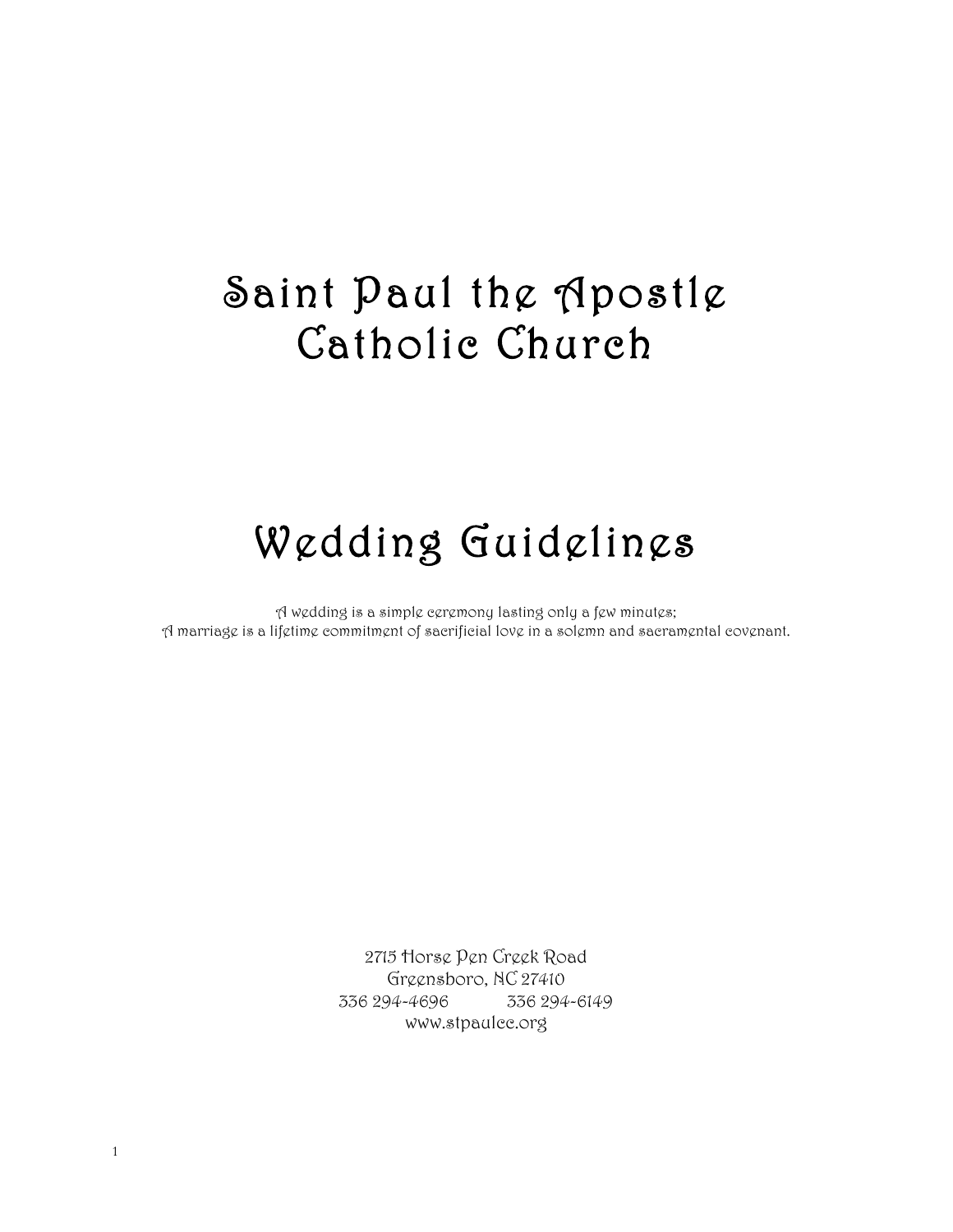# Saint Paul the Apostle Catholic Church

# Wedding Guidelines

*A wedding is a simple ceremony lasting only a few minutes;*
*A marriage is a lifetime commitment of sacrificial love in a solemn and sacramental covenant.*

2715 Horse Pen Creek Road
Greensboro, NC 27410
336 294-4696 336 294-6149
www.stpaulcc.org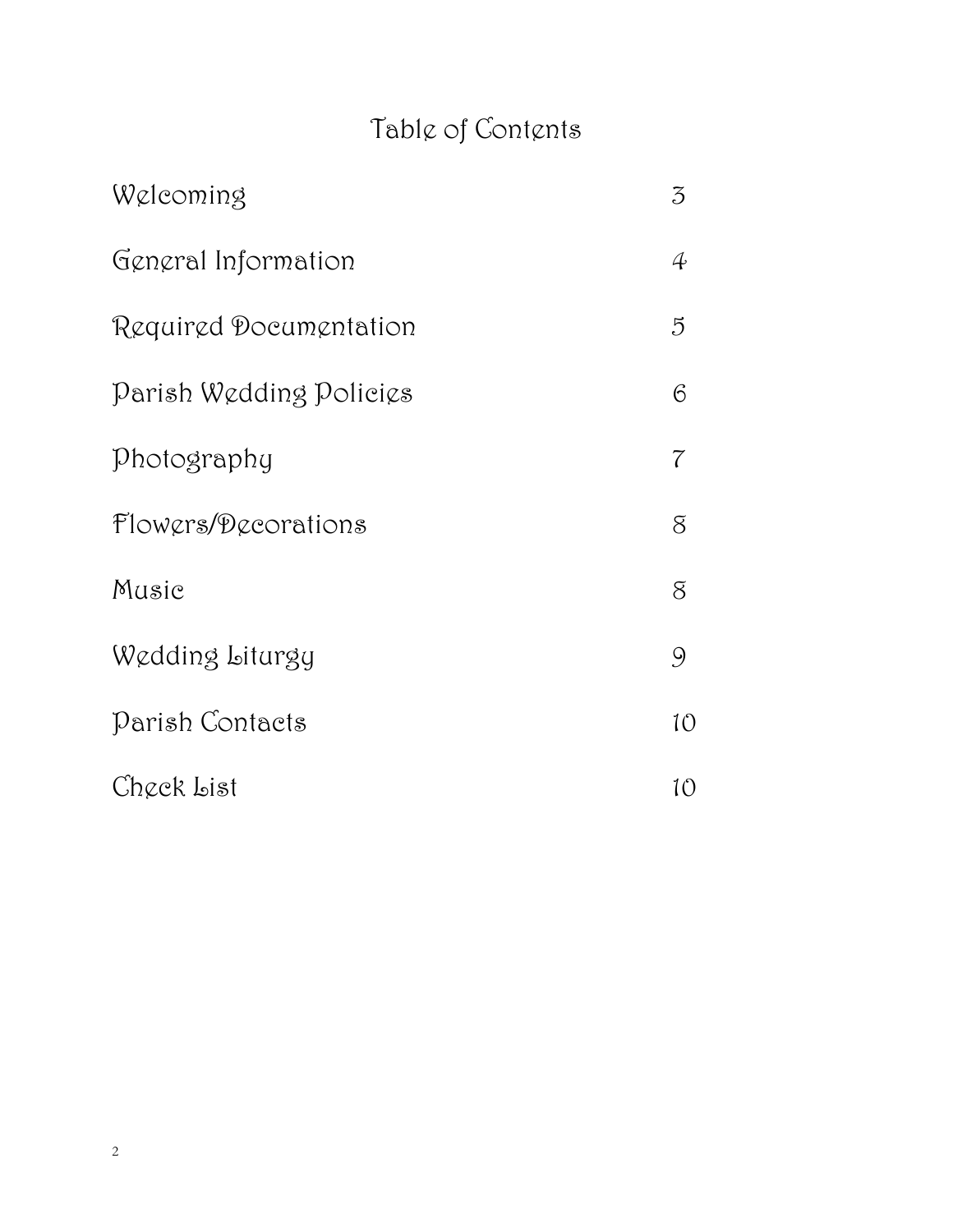# Table of Contents

| | |
|---|---|
| Welcoming | 3 |
| General Information | 4 |
| Required Documentation | 5 |
| Parish Wedding Policies | 6 |
| Photography | 7 |
| Flowers/Decorations | 8 |
| Music | 8 |
| Wedding Liturgy | 9 |
| Parish Contacts | 10 |
| Check List | 10 |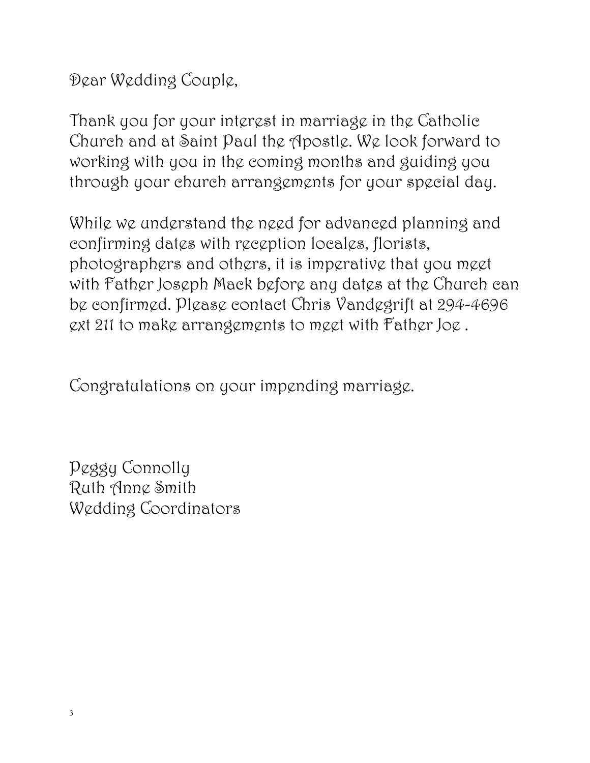Dear Wedding Couple,

Thank you for your interest in marriage in the Catholic Church and at Saint Paul the Apostle. We look forward to working with you in the coming months and guiding you through your church arrangements for your special day.

While we understand the need for advanced planning and confirming dates with reception locales, florists, photographers and others, it is imperative that you meet with Father Joseph Mack before any dates at the Church can be confirmed. Please contact Chris Vandegrift at 294-4696 ext 211 to make arrangements to meet with Father Joe .

Congratulations on your impending marriage.

Peggy Connolly
Ruth Anne Smith
Wedding Coordinators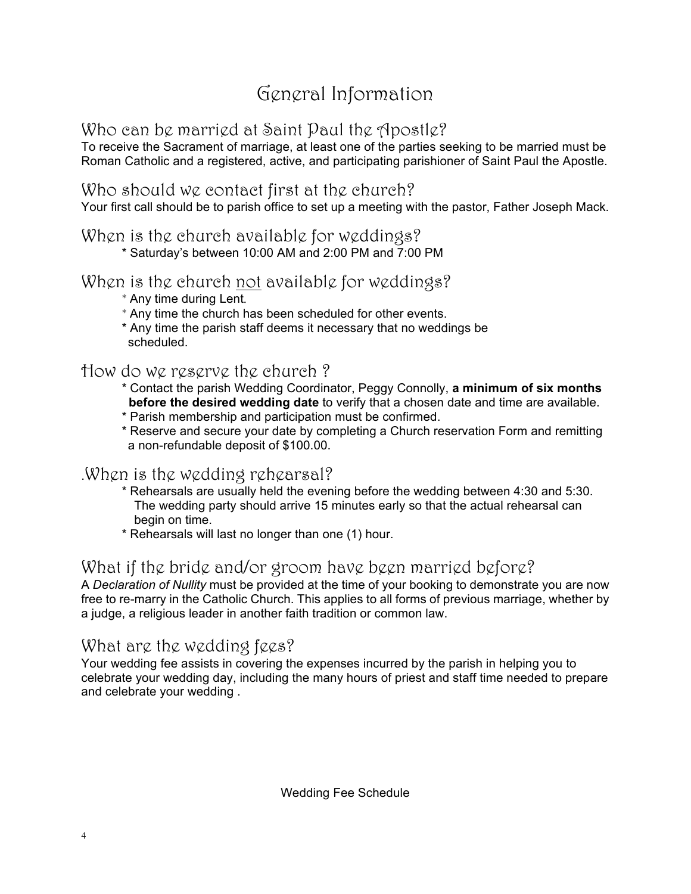# General Information

## Who can be married at Saint Paul the Apostle?

To receive the Sacrament of marriage, at least one of the parties seeking to be married must be Roman Catholic and a registered, active, and participating parishioner of Saint Paul the Apostle.

## Who should we contact first at the church?

Your first call should be to parish office to set up a meeting with the pastor, Father Joseph Mack.

## When is the church available for weddings?

* Saturday's between 10:00 AM and 2:00 PM and 7:00 PM

## When is the church not available for weddings?

* Any time during Lent.
* Any time the church has been scheduled for other events.
* Any time the parish staff deems it necessary that no weddings be scheduled.

## How do we reserve the church ?

* Contact the parish Wedding Coordinator, Peggy Connolly, **a minimum of six months before the desired wedding date** to verify that a chosen date and time are available.
* Parish membership and participation must be confirmed.
* Reserve and secure your date by completing a Church reservation Form and remitting a non-refundable deposit of $100.00.

## .When is the wedding rehearsal?

* Rehearsals are usually held the evening before the wedding between 4:30 and 5:30. The wedding party should arrive 15 minutes early so that the actual rehearsal can begin on time.
* Rehearsals will last no longer than one (1) hour.

## What if the bride and/or groom have been married before?

A *Declaration of Nullity* must be provided at the time of your booking to demonstrate you are now free to re-marry in the Catholic Church. This applies to all forms of previous marriage, whether by a judge, a religious leader in another faith tradition or common law.

## What are the wedding fees?

Your wedding fee assists in covering the expenses incurred by the parish in helping you to celebrate your wedding day, including the many hours of priest and staff time needed to prepare and celebrate your wedding .

Wedding Fee Schedule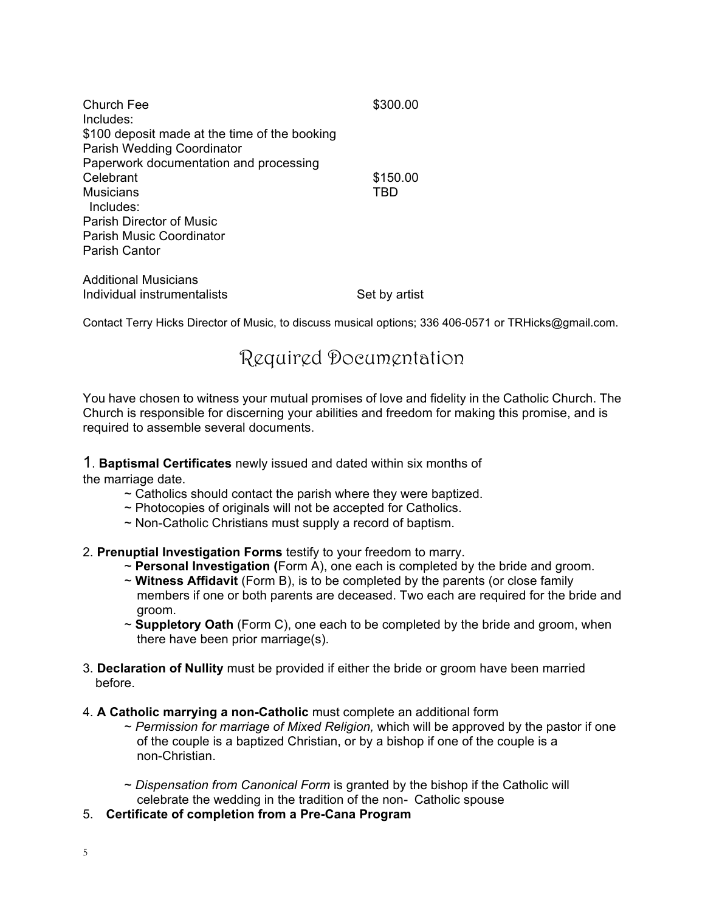| | |
|---|---|
| Church Fee | $300.00 |
| Includes: | |
| $100 deposit made at the time of the booking | |
| Parish Wedding Coordinator | |
| Paperwork documentation and processing | |
| Celebrant | $150.00 |
| Musicians | TBD |
| Includes: | |
| Parish Director of Music | |
| Parish Music Coordinator | |
| Parish Cantor | |
| | |
| Additional Musicians | |
| Individual instrumentalists | Set by artist |

Contact Terry Hicks Director of Music, to discuss musical options; 336 406-0571 or TRHicks@gmail.com.

## Required Documentation

You have chosen to witness your mutual promises of love and fidelity in the Catholic Church. The Church is responsible for discerning your abilities and freedom for making this promise, and is required to assemble several documents.

1. **Baptismal Certificates** newly issued and dated within six months of the marriage date.
   - ~ Catholics should contact the parish where they were baptized.
   - ~ Photocopies of originals will not be accepted for Catholics.
   - ~ Non-Catholic Christians must supply a record of baptism.

2. **Prenuptial Investigation Forms** testify to your freedom to marry.
   - ~ **Personal Investigation (**Form A), one each is completed by the bride and groom.
   - ~ **Witness Affidavit** (Form B), is to be completed by the parents (or close family members if one or both parents are deceased. Two each are required for the bride and groom.
   - ~ **Suppletory Oath** (Form C), one each to be completed by the bride and groom, when there have been prior marriage(s).

3. **Declaration of Nullity** must be provided if either the bride or groom have been married before.

4. **A Catholic marrying a non-Catholic** must complete an additional form
   - ~ *Permission for marriage of Mixed Religion,* which will be approved by the pastor if one of the couple is a baptized Christian, or by a bishop if one of the couple is a non-Christian.
   - ~ *Dispensation from Canonical Form* is granted by the bishop if the Catholic will celebrate the wedding in the tradition of the non- Catholic spouse

5. **Certificate of completion from a Pre-Cana Program**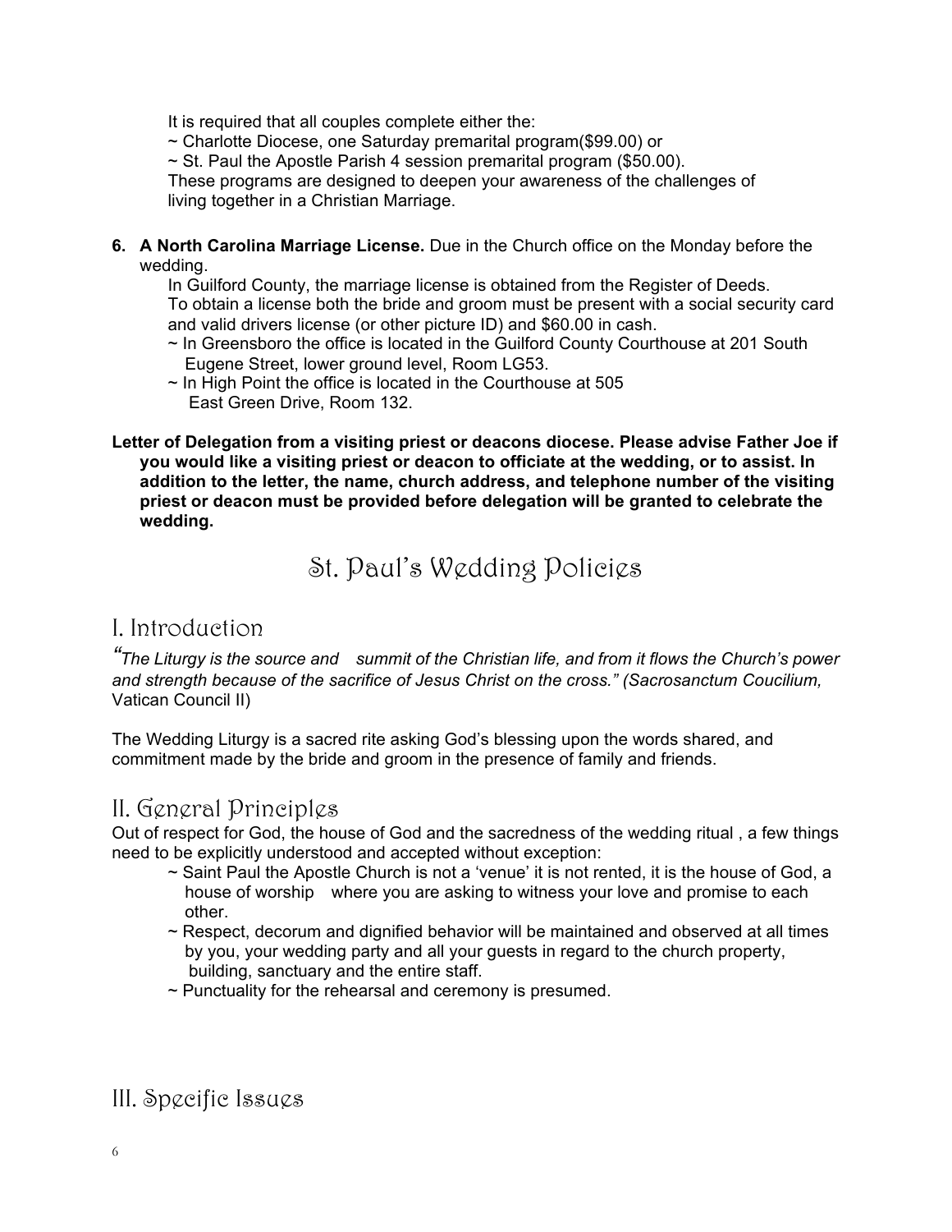It is required that all couples complete either the:

~ Charlotte Diocese, one Saturday premarital program($99.00) or

~ St. Paul the Apostle Parish 4 session premarital program ($50.00).

These programs are designed to deepen your awareness of the challenges of living together in a Christian Marriage.

6. **A North Carolina Marriage License.** Due in the Church office on the Monday before the wedding.

   In Guilford County, the marriage license is obtained from the Register of Deeds. To obtain a license both the bride and groom must be present with a social security card and valid drivers license (or other picture ID) and $60.00 in cash.

   ~ In Greensboro the office is located in the Guilford County Courthouse at 201 South Eugene Street, lower ground level, Room LG53.

   ~ In High Point the office is located in the Courthouse at 505 East Green Drive, Room 132.

**Letter of Delegation from a visiting priest or deacons diocese. Please advise Father Joe if you would like a visiting priest or deacon to officiate at the wedding, or to assist. In addition to the letter, the name, church address, and telephone number of the visiting priest or deacon must be provided before delegation will be granted to celebrate the wedding.**

# St. Paul's Wedding Policies

## I. Introduction

*"The Liturgy is the source and summit of the Christian life, and from it flows the Church's power and strength because of the sacrifice of Jesus Christ on the cross." (Sacrosanctum Coucilium,* Vatican Council II)

The Wedding Liturgy is a sacred rite asking God's blessing upon the words shared, and commitment made by the bride and groom in the presence of family and friends.

## II. General Principles

Out of respect for God, the house of God and the sacredness of the wedding ritual , a few things need to be explicitly understood and accepted without exception:

~ Saint Paul the Apostle Church is not a 'venue' it is not rented, it is the house of God, a house of worship where you are asking to witness your love and promise to each other.

~ Respect, decorum and dignified behavior will be maintained and observed at all times by you, your wedding party and all your guests in regard to the church property, building, sanctuary and the entire staff.

~ Punctuality for the rehearsal and ceremony is presumed.

## III. Specific Issues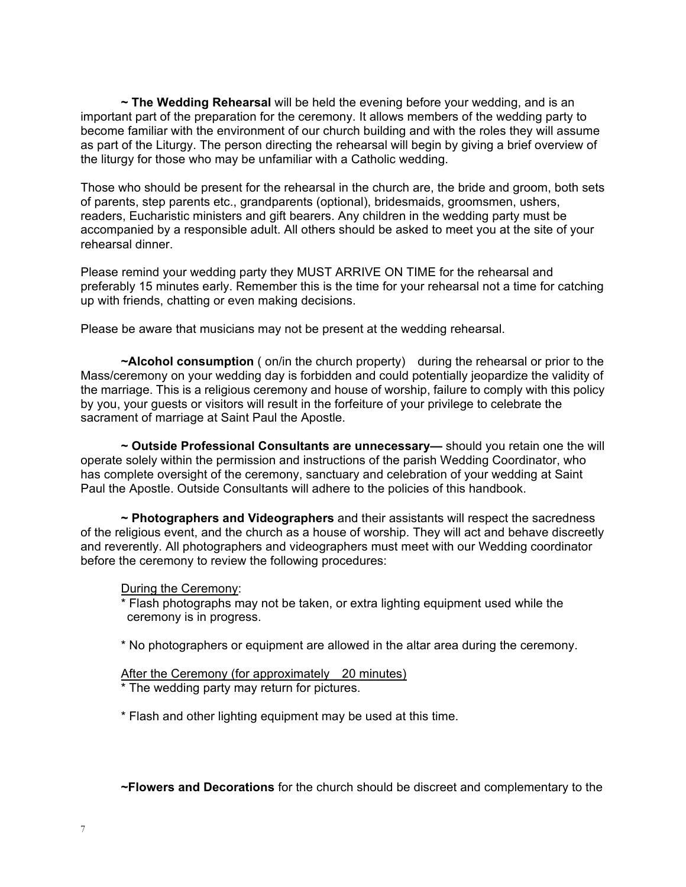**~ The Wedding Rehearsal** will be held the evening before your wedding, and is an important part of the preparation for the ceremony. It allows members of the wedding party to become familiar with the environment of our church building and with the roles they will assume as part of the Liturgy. The person directing the rehearsal will begin by giving a brief overview of the liturgy for those who may be unfamiliar with a Catholic wedding.

Those who should be present for the rehearsal in the church are, the bride and groom, both sets of parents, step parents etc., grandparents (optional), bridesmaids, groomsmen, ushers, readers, Eucharistic ministers and gift bearers. Any children in the wedding party must be accompanied by a responsible adult. All others should be asked to meet you at the site of your rehearsal dinner.

Please remind your wedding party they MUST ARRIVE ON TIME for the rehearsal and preferably 15 minutes early. Remember this is the time for your rehearsal not a time for catching up with friends, chatting or even making decisions.

Please be aware that musicians may not be present at the wedding rehearsal.

**~Alcohol consumption** ( on/in the church property) during the rehearsal or prior to the Mass/ceremony on your wedding day is forbidden and could potentially jeopardize the validity of the marriage. This is a religious ceremony and house of worship, failure to comply with this policy by you, your guests or visitors will result in the forfeiture of your privilege to celebrate the sacrament of marriage at Saint Paul the Apostle.

**~ Outside Professional Consultants are unnecessary—** should you retain one the will operate solely within the permission and instructions of the parish Wedding Coordinator, who has complete oversight of the ceremony, sanctuary and celebration of your wedding at Saint Paul the Apostle. Outside Consultants will adhere to the policies of this handbook.

**~ Photographers and Videographers** and their assistants will respect the sacredness of the religious event, and the church as a house of worship. They will act and behave discreetly and reverently. All photographers and videographers must meet with our Wedding coordinator before the ceremony to review the following procedures:

<u>During the Ceremony</u>:

* Flash photographs may not be taken, or extra lighting equipment used while the ceremony is in progress.

* No photographers or equipment are allowed in the altar area during the ceremony.

<u>After the Ceremony (for approximately 20 minutes)</u>

* The wedding party may return for pictures.

* Flash and other lighting equipment may be used at this time.

**~Flowers and Decorations** for the church should be discreet and complementary to the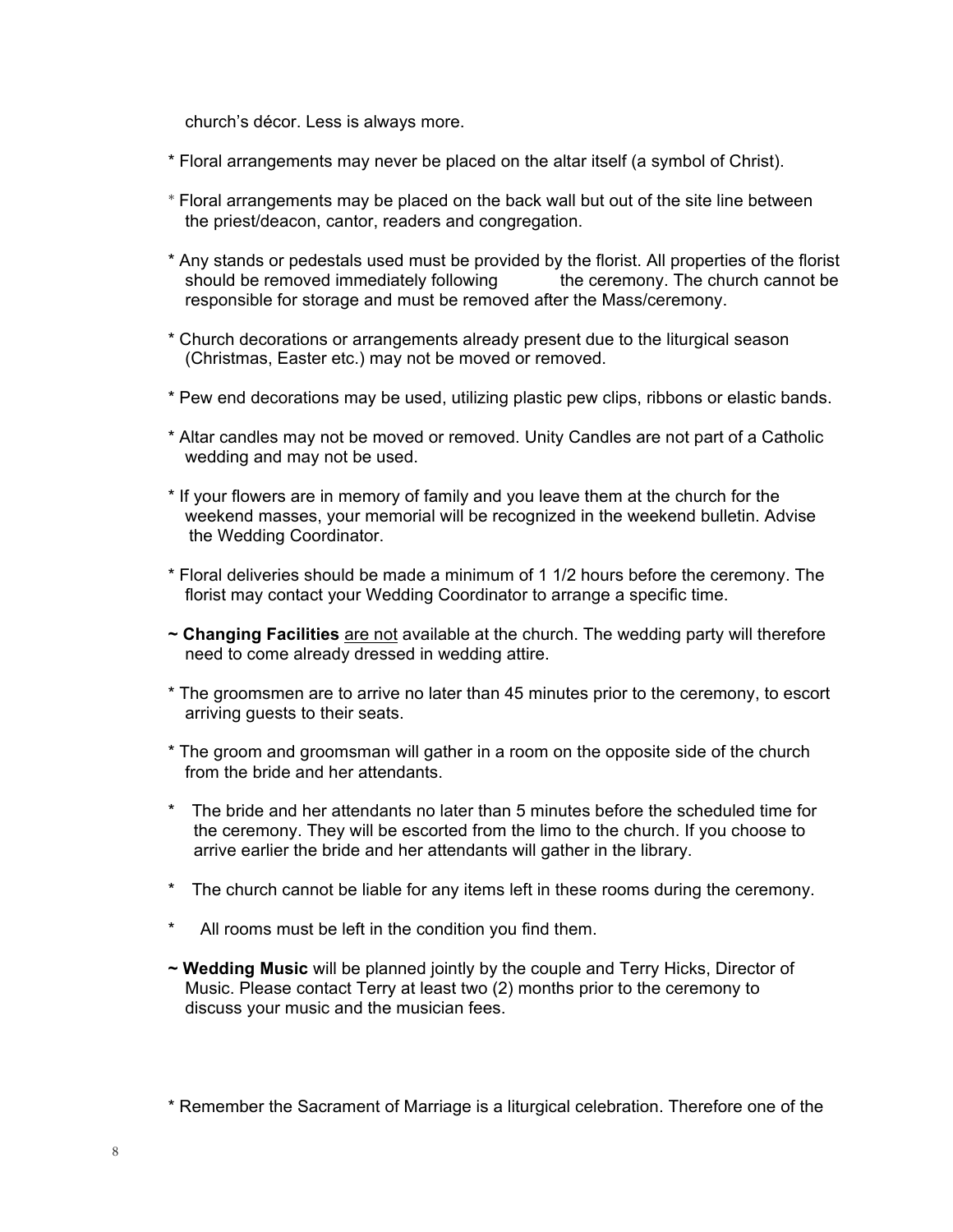church's décor. Less is always more.

* Floral arrangements may never be placed on the altar itself (a symbol of Christ).

* Floral arrangements may be placed on the back wall but out of the site line between the priest/deacon, cantor, readers and congregation.

* Any stands or pedestals used must be provided by the florist. All properties of the florist should be removed immediately following the ceremony. The church cannot be responsible for storage and must be removed after the Mass/ceremony.

* Church decorations or arrangements already present due to the liturgical season (Christmas, Easter etc.) may not be moved or removed.

* Pew end decorations may be used, utilizing plastic pew clips, ribbons or elastic bands.

* Altar candles may not be moved or removed. Unity Candles are not part of a Catholic wedding and may not be used.

* If your flowers are in memory of family and you leave them at the church for the weekend masses, your memorial will be recognized in the weekend bulletin. Advise the Wedding Coordinator.

* Floral deliveries should be made a minimum of 1 1/2 hours before the ceremony. The florist may contact your Wedding Coordinator to arrange a specific time.

~ **Changing Facilities** <u>are not</u> available at the church. The wedding party will therefore need to come already dressed in wedding attire.

* The groomsmen are to arrive no later than 45 minutes prior to the ceremony, to escort arriving guests to their seats.

* The groom and groomsman will gather in a room on the opposite side of the church from the bride and her attendants.

* The bride and her attendants no later than 5 minutes before the scheduled time for the ceremony. They will be escorted from the limo to the church. If you choose to arrive earlier the bride and her attendants will gather in the library.

* The church cannot be liable for any items left in these rooms during the ceremony.

* All rooms must be left in the condition you find them.

~ **Wedding Music** will be planned jointly by the couple and Terry Hicks, Director of Music. Please contact Terry at least two (2) months prior to the ceremony to discuss your music and the musician fees.

* Remember the Sacrament of Marriage is a liturgical celebration. Therefore one of the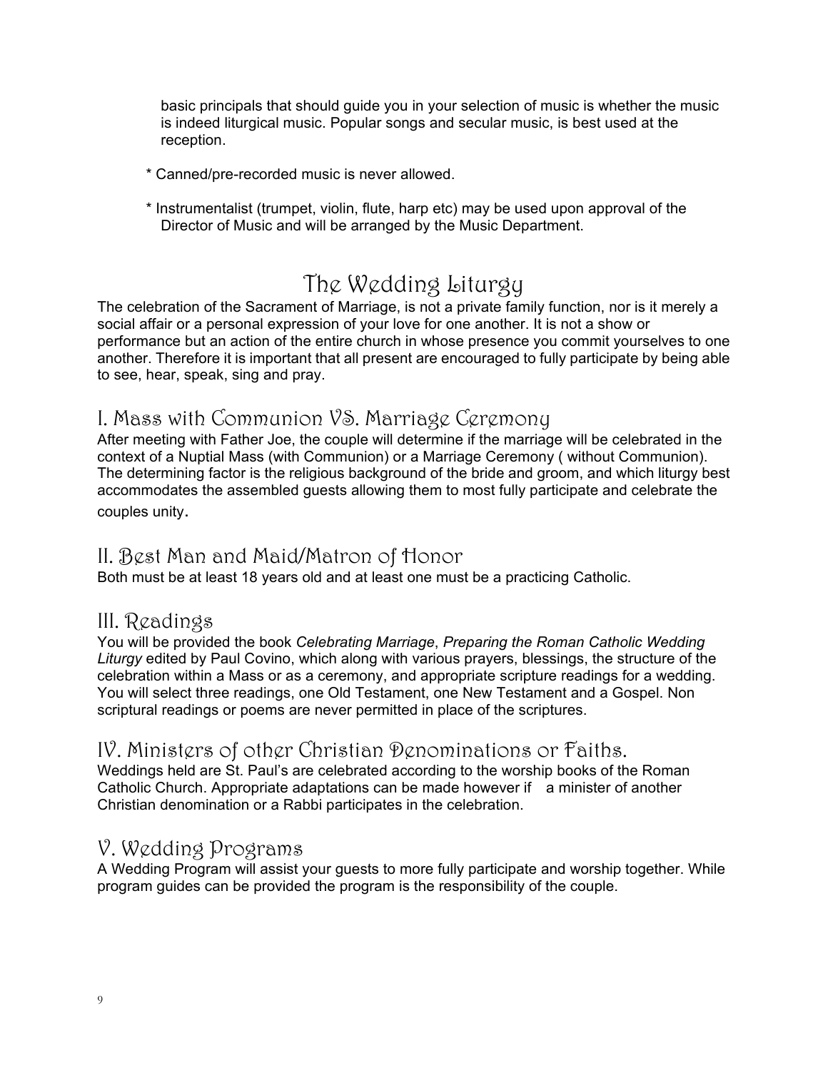basic principals that should guide you in your selection of music is whether the music is indeed liturgical music. Popular songs and secular music, is best used at the reception.

* Canned/pre-recorded music is never allowed.

* Instrumentalist (trumpet, violin, flute, harp etc) may be used upon approval of the Director of Music and will be arranged by the Music Department.

# The Wedding Liturgy

The celebration of the Sacrament of Marriage, is not a private family function, nor is it merely a social affair or a personal expression of your love for one another. It is not a show or performance but an action of the entire church in whose presence you commit yourselves to one another. Therefore it is important that all present are encouraged to fully participate by being able to see, hear, speak, sing and pray.

## I. Mass with Communion VS. Marriage Ceremony

After meeting with Father Joe, the couple will determine if the marriage will be celebrated in the context of a Nuptial Mass (with Communion) or a Marriage Ceremony ( without Communion). The determining factor is the religious background of the bride and groom, and which liturgy best accommodates the assembled guests allowing them to most fully participate and celebrate the couples unity.

## II. Best Man and Maid/Matron of Honor

Both must be at least 18 years old and at least one must be a practicing Catholic.

## III. Readings

You will be provided the book *Celebrating Marriage*, *Preparing the Roman Catholic Wedding Liturgy* edited by Paul Covino, which along with various prayers, blessings, the structure of the celebration within a Mass or as a ceremony, and appropriate scripture readings for a wedding. You will select three readings, one Old Testament, one New Testament and a Gospel. Non scriptural readings or poems are never permitted in place of the scriptures.

## IV. Ministers of other Christian Denominations or Faiths.

Weddings held are St. Paul's are celebrated according to the worship books of the Roman Catholic Church. Appropriate adaptations can be made however if a minister of another Christian denomination or a Rabbi participates in the celebration.

## V. Wedding Programs

A Wedding Program will assist your guests to more fully participate and worship together. While program guides can be provided the program is the responsibility of the couple.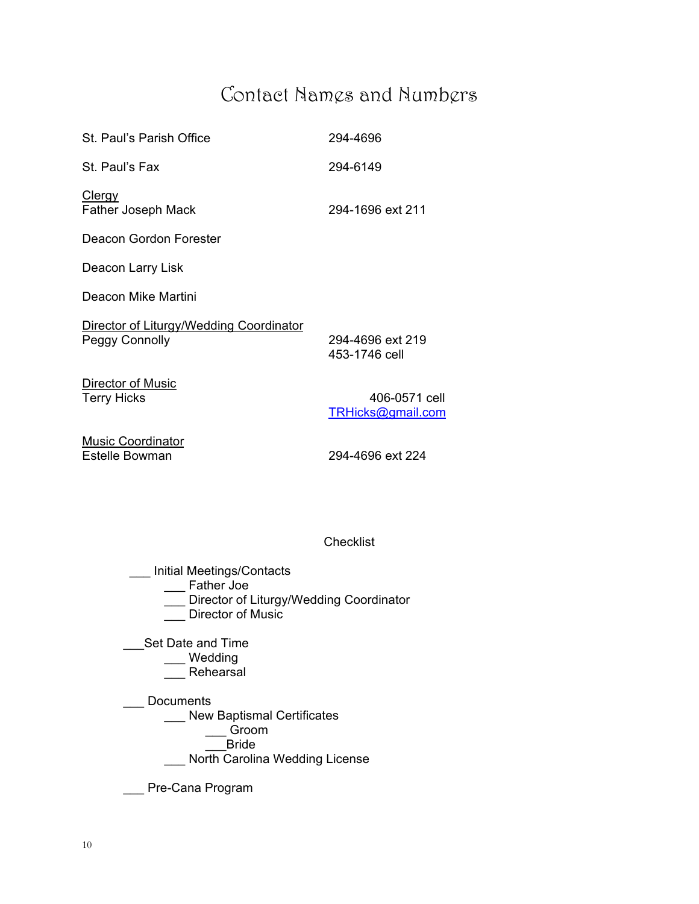# Contact Names and Numbers

| | |
|---|---|
| St. Paul's Parish Office | 294-4696 |
| St. Paul's Fax | 294-6149 |
| <u>Clergy</u><br>Father Joseph Mack | 294-1696 ext 211 |
| Deacon Gordon Forester | |
| Deacon Larry Lisk | |
| Deacon Mike Martini | |
| <u>Director of Liturgy/Wedding Coordinator</u><br>Peggy Connolly | 294-4696 ext 219<br>453-1746 cell |
| <u>Director of Music</u><br>Terry Hicks | 406-0571 cell<br>TRHicks@gmail.com |
| <u>Music Coordinator</u><br>Estelle Bowman | 294-4696 ext 224 |

Checklist

- ___ Initial Meetings/Contacts
  - ___ Father Joe
  - ___ Director of Liturgy/Wedding Coordinator
  - ___ Director of Music
- ___Set Date and Time
  - ___ Wedding
  - ___ Rehearsal
- ___ Documents
  - ___ New Baptismal Certificates
    - ___ Groom
    - ___Bride
  - ___ North Carolina Wedding License
- ___ Pre-Cana Program